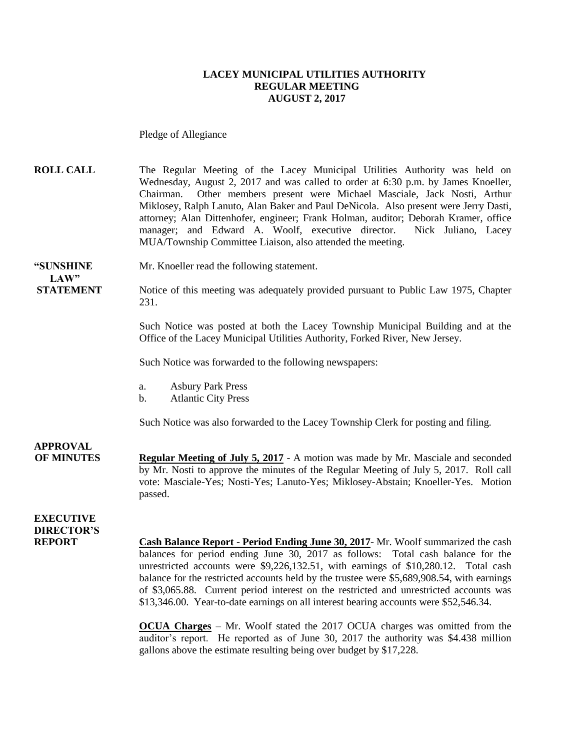**LACEY MUNICIPAL UTILITIES AUTHORITY**
**REGULAR MEETING**
**AUGUST 2, 2017**

Pledge of Allegiance

**ROLL CALL** The Regular Meeting of the Lacey Municipal Utilities Authority was held on Wednesday, August 2, 2017 and was called to order at 6:30 p.m. by James Knoeller, Chairman. Other members present were Michael Masciale, Jack Nosti, Arthur Miklosey, Ralph Lanuto, Alan Baker and Paul DeNicola. Also present were Jerry Dasti, attorney; Alan Dittenhofer, engineer; Frank Holman, auditor; Deborah Kramer, office manager; and Edward A. Woolf, executive director. Nick Juliano, Lacey MUA/Township Committee Liaison, also attended the meeting.

**"SUNSHINE LAW" STATEMENT** Mr. Knoeller read the following statement.

Notice of this meeting was adequately provided pursuant to Public Law 1975, Chapter 231.

Such Notice was posted at both the Lacey Township Municipal Building and at the Office of the Lacey Municipal Utilities Authority, Forked River, New Jersey.

Such Notice was forwarded to the following newspapers:

a. Asbury Park Press
b. Atlantic City Press

Such Notice was also forwarded to the Lacey Township Clerk for posting and filing.

**APPROVAL OF MINUTES** **Regular Meeting of July 5, 2017** - A motion was made by Mr. Masciale and seconded by Mr. Nosti to approve the minutes of the Regular Meeting of July 5, 2017. Roll call vote: Masciale-Yes; Nosti-Yes; Lanuto-Yes; Miklosey-Abstain; Knoeller-Yes. Motion passed.

**EXECUTIVE DIRECTOR'S REPORT** **Cash Balance Report - Period Ending June 30, 2017**- Mr. Woolf summarized the cash balances for period ending June 30, 2017 as follows: Total cash balance for the unrestricted accounts were $9,226,132.51, with earnings of $10,280.12. Total cash balance for the restricted accounts held by the trustee were $5,689,908.54, with earnings of $3,065.88. Current period interest on the restricted and unrestricted accounts was $13,346.00. Year-to-date earnings on all interest bearing accounts were $52,546.34.

**OCUA Charges** – Mr. Woolf stated the 2017 OCUA charges was omitted from the auditor's report. He reported as of June 30, 2017 the authority was $4.438 million gallons above the estimate resulting being over budget by $17,228.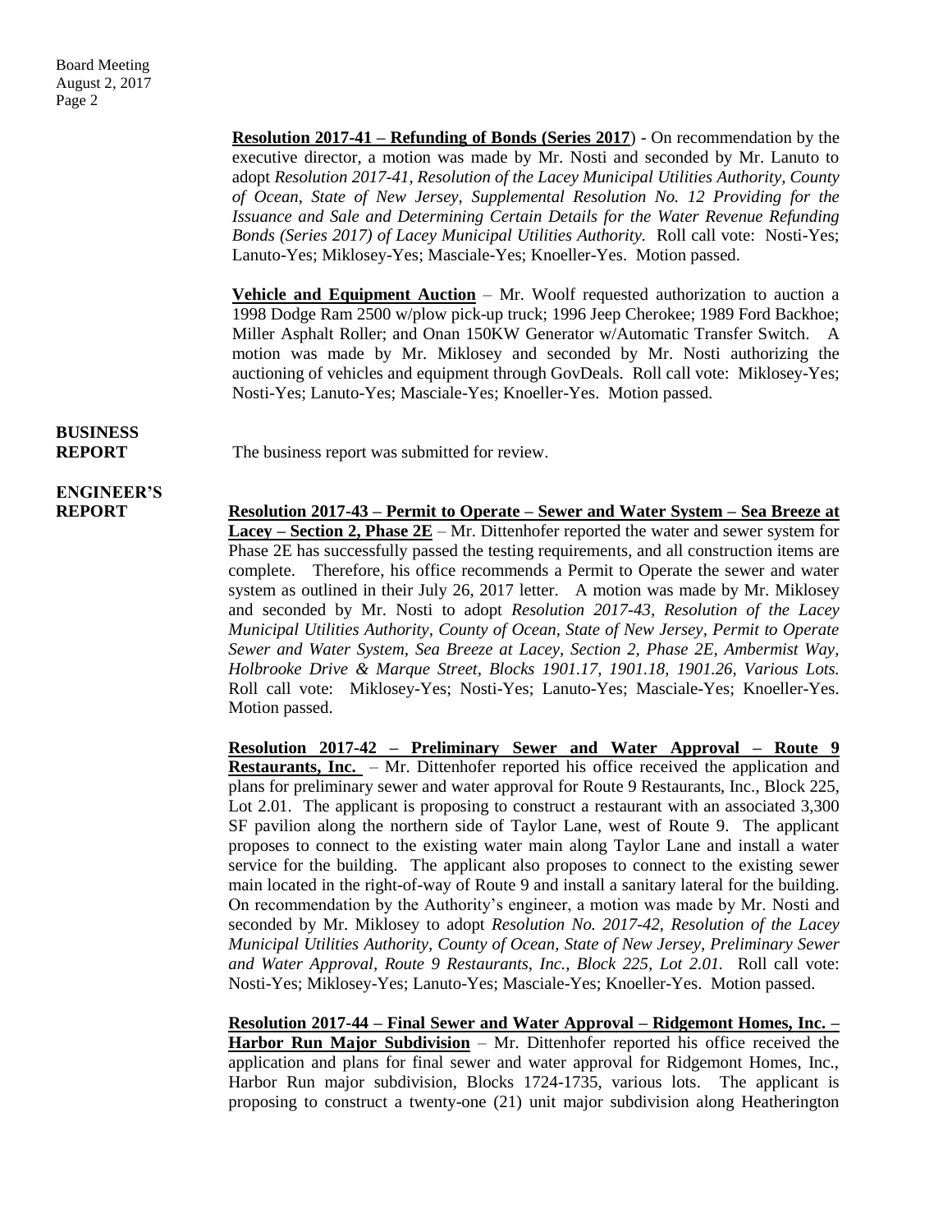**Resolution 2017-41 – Refunding of Bonds (Series 2017**) - On recommendation by the executive director, a motion was made by Mr. Nosti and seconded by Mr. Lanuto to adopt *Resolution 2017-41, Resolution of the Lacey Municipal Utilities Authority, County of Ocean, State of New Jersey, Supplemental Resolution No. 12 Providing for the Issuance and Sale and Determining Certain Details for the Water Revenue Refunding Bonds (Series 2017) of Lacey Municipal Utilities Authority.* Roll call vote: Nosti-Yes; Lanuto-Yes; Miklosey-Yes; Masciale-Yes; Knoeller-Yes. Motion passed.

**Vehicle and Equipment Auction** – Mr. Woolf requested authorization to auction a 1998 Dodge Ram 2500 w/plow pick-up truck; 1996 Jeep Cherokee; 1989 Ford Backhoe; Miller Asphalt Roller; and Onan 150KW Generator w/Automatic Transfer Switch. A motion was made by Mr. Miklosey and seconded by Mr. Nosti authorizing the auctioning of vehicles and equipment through GovDeals. Roll call vote: Miklosey-Yes; Nosti-Yes; Lanuto-Yes; Masciale-Yes; Knoeller-Yes. Motion passed.

**BUSINESS REPORT**

The business report was submitted for review.

**ENGINEER'S REPORT**

**Resolution 2017-43 – Permit to Operate – Sewer and Water System – Sea Breeze at Lacey – Section 2, Phase 2E** – Mr. Dittenhofer reported the water and sewer system for Phase 2E has successfully passed the testing requirements, and all construction items are complete. Therefore, his office recommends a Permit to Operate the sewer and water system as outlined in their July 26, 2017 letter. A motion was made by Mr. Miklosey and seconded by Mr. Nosti to adopt *Resolution 2017-43, Resolution of the Lacey Municipal Utilities Authority, County of Ocean, State of New Jersey, Permit to Operate Sewer and Water System, Sea Breeze at Lacey, Section 2, Phase 2E, Ambermist Way, Holbrooke Drive & Marque Street, Blocks 1901.17, 1901.18, 1901.26, Various Lots.* Roll call vote: Miklosey-Yes; Nosti-Yes; Lanuto-Yes; Masciale-Yes; Knoeller-Yes. Motion passed.

**Resolution 2017-42 – Preliminary Sewer and Water Approval – Route 9 Restaurants, Inc.** – Mr. Dittenhofer reported his office received the application and plans for preliminary sewer and water approval for Route 9 Restaurants, Inc., Block 225, Lot 2.01. The applicant is proposing to construct a restaurant with an associated 3,300 SF pavilion along the northern side of Taylor Lane, west of Route 9. The applicant proposes to connect to the existing water main along Taylor Lane and install a water service for the building. The applicant also proposes to connect to the existing sewer main located in the right-of-way of Route 9 and install a sanitary lateral for the building. On recommendation by the Authority's engineer, a motion was made by Mr. Nosti and seconded by Mr. Miklosey to adopt *Resolution No. 2017-42, Resolution of the Lacey Municipal Utilities Authority, County of Ocean, State of New Jersey, Preliminary Sewer and Water Approval, Route 9 Restaurants, Inc., Block 225, Lot 2.01.* Roll call vote: Nosti-Yes; Miklosey-Yes; Lanuto-Yes; Masciale-Yes; Knoeller-Yes. Motion passed.

**Resolution 2017-44 – Final Sewer and Water Approval – Ridgemont Homes, Inc. – Harbor Run Major Subdivision** – Mr. Dittenhofer reported his office received the application and plans for final sewer and water approval for Ridgemont Homes, Inc., Harbor Run major subdivision, Blocks 1724-1735, various lots. The applicant is proposing to construct a twenty-one (21) unit major subdivision along Heatherington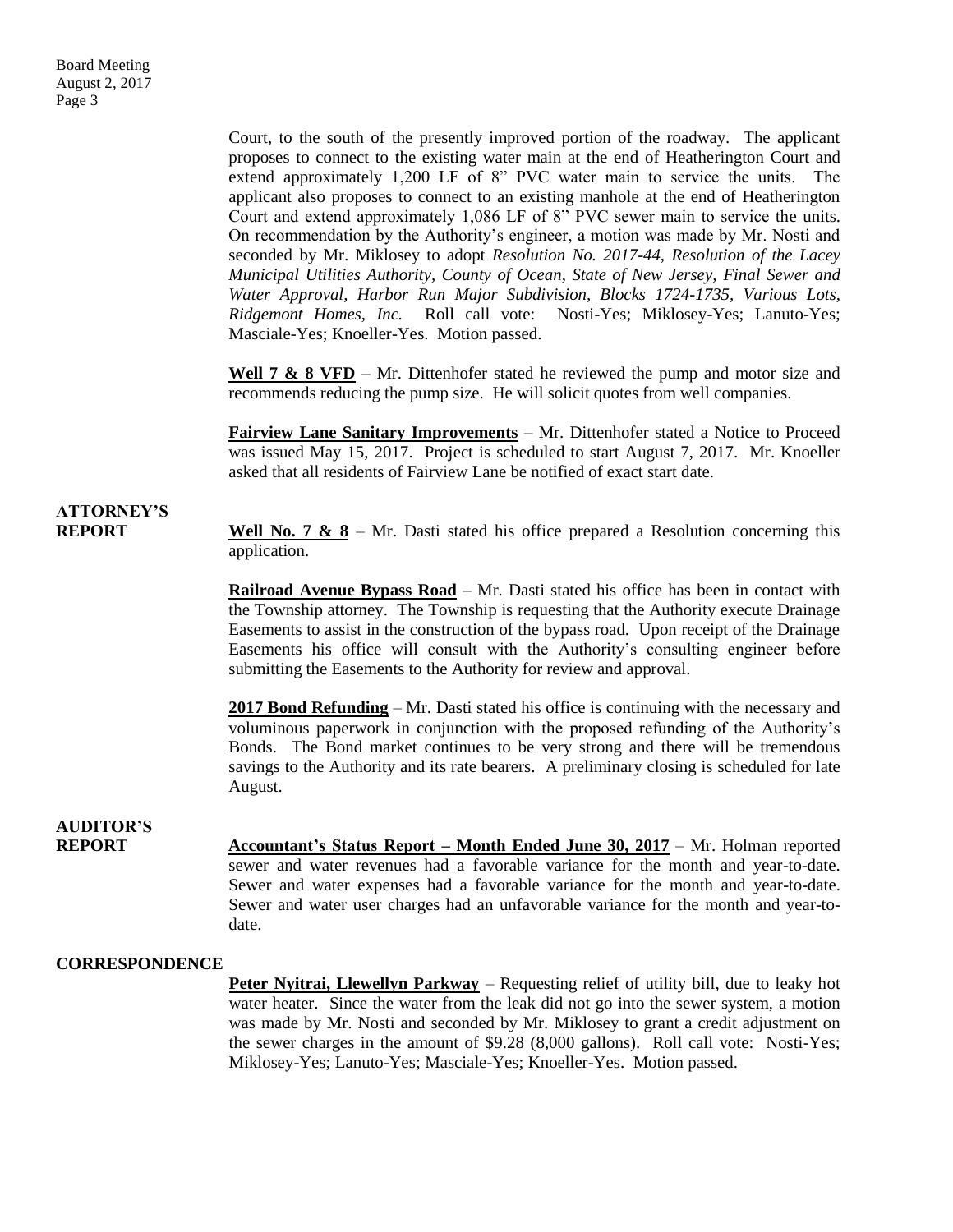Court, to the south of the presently improved portion of the roadway. The applicant proposes to connect to the existing water main at the end of Heatherington Court and extend approximately 1,200 LF of 8" PVC water main to service the units. The applicant also proposes to connect to an existing manhole at the end of Heatherington Court and extend approximately 1,086 LF of 8" PVC sewer main to service the units. On recommendation by the Authority's engineer, a motion was made by Mr. Nosti and seconded by Mr. Miklosey to adopt *Resolution No. 2017-44, Resolution of the Lacey Municipal Utilities Authority, County of Ocean, State of New Jersey, Final Sewer and Water Approval, Harbor Run Major Subdivision, Blocks 1724-1735, Various Lots, Ridgemont Homes, Inc.* Roll call vote: Nosti-Yes; Miklosey-Yes; Lanuto-Yes; Masciale-Yes; Knoeller-Yes. Motion passed.

**Well 7 & 8 VFD** – Mr. Dittenhofer stated he reviewed the pump and motor size and recommends reducing the pump size. He will solicit quotes from well companies.

**Fairview Lane Sanitary Improvements** – Mr. Dittenhofer stated a Notice to Proceed was issued May 15, 2017. Project is scheduled to start August 7, 2017. Mr. Knoeller asked that all residents of Fairview Lane be notified of exact start date.

**ATTORNEY'S REPORT**

**Well No. 7 & 8** – Mr. Dasti stated his office prepared a Resolution concerning this application.

**Railroad Avenue Bypass Road** – Mr. Dasti stated his office has been in contact with the Township attorney. The Township is requesting that the Authority execute Drainage Easements to assist in the construction of the bypass road. Upon receipt of the Drainage Easements his office will consult with the Authority's consulting engineer before submitting the Easements to the Authority for review and approval.

**2017 Bond Refunding** – Mr. Dasti stated his office is continuing with the necessary and voluminous paperwork in conjunction with the proposed refunding of the Authority's Bonds. The Bond market continues to be very strong and there will be tremendous savings to the Authority and its rate bearers. A preliminary closing is scheduled for late August.

**AUDITOR'S REPORT**

**Accountant's Status Report – Month Ended June 30, 2017** – Mr. Holman reported sewer and water revenues had a favorable variance for the month and year-to-date. Sewer and water expenses had a favorable variance for the month and year-to-date. Sewer and water user charges had an unfavorable variance for the month and year-to-date.

**CORRESPONDENCE**

**Peter Nyitrai, Llewellyn Parkway** – Requesting relief of utility bill, due to leaky hot water heater. Since the water from the leak did not go into the sewer system, a motion was made by Mr. Nosti and seconded by Mr. Miklosey to grant a credit adjustment on the sewer charges in the amount of $9.28 (8,000 gallons). Roll call vote: Nosti-Yes; Miklosey-Yes; Lanuto-Yes; Masciale-Yes; Knoeller-Yes. Motion passed.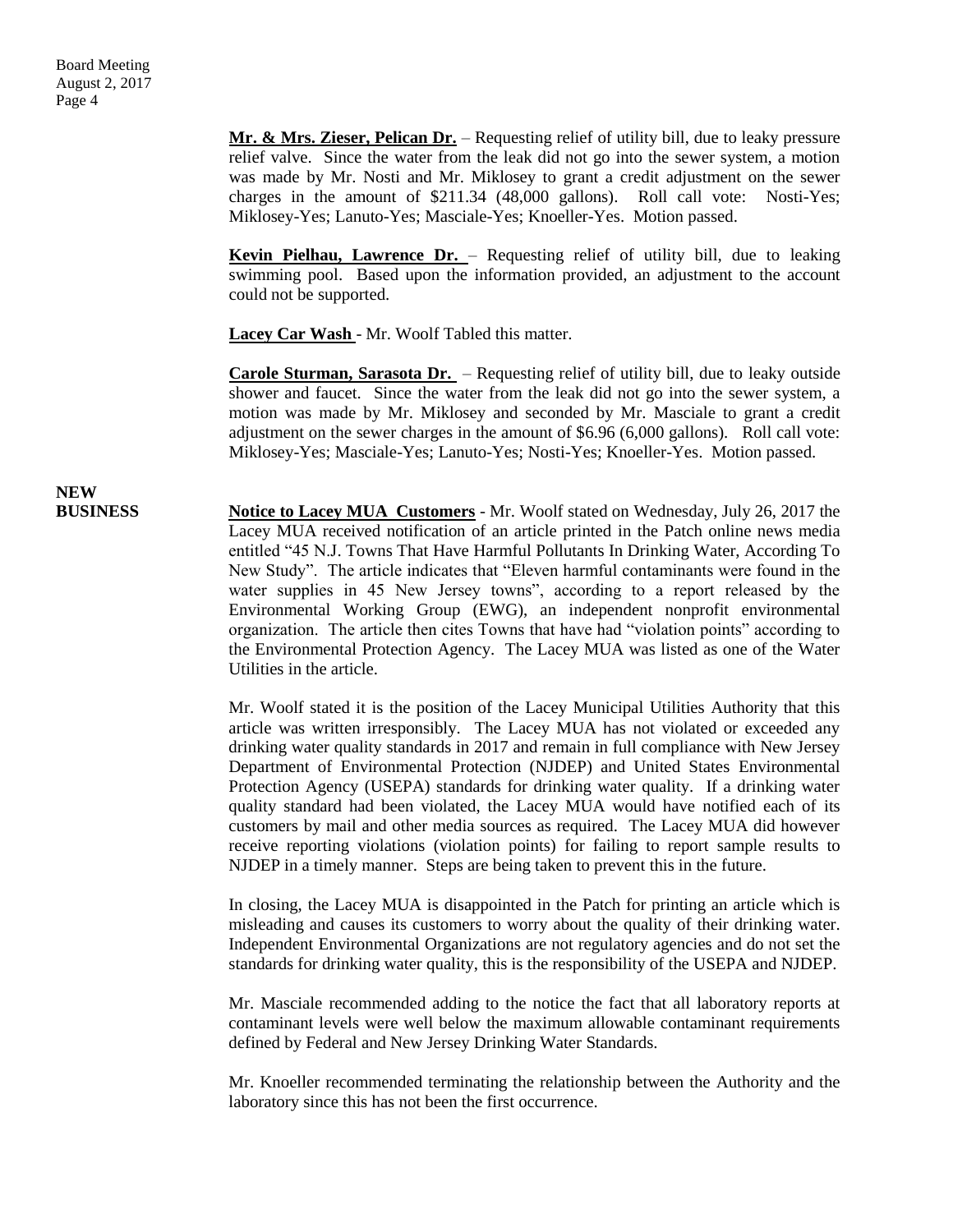**Mr. & Mrs. Zieser, Pelican Dr.** – Requesting relief of utility bill, due to leaky pressure relief valve. Since the water from the leak did not go into the sewer system, a motion was made by Mr. Nosti and Mr. Miklosey to grant a credit adjustment on the sewer charges in the amount of $211.34 (48,000 gallons). Roll call vote: Nosti-Yes; Miklosey-Yes; Lanuto-Yes; Masciale-Yes; Knoeller-Yes. Motion passed.

**Kevin Pielhau, Lawrence Dr.** – Requesting relief of utility bill, due to leaking swimming pool. Based upon the information provided, an adjustment to the account could not be supported.

**Lacey Car Wash** - Mr. Woolf Tabled this matter.

**Carole Sturman, Sarasota Dr.** – Requesting relief of utility bill, due to leaky outside shower and faucet. Since the water from the leak did not go into the sewer system, a motion was made by Mr. Miklosey and seconded by Mr. Masciale to grant a credit adjustment on the sewer charges in the amount of $6.96 (6,000 gallons). Roll call vote: Miklosey-Yes; Masciale-Yes; Lanuto-Yes; Nosti-Yes; Knoeller-Yes. Motion passed.

**NEW BUSINESS**

**Notice to Lacey MUA Customers** - Mr. Woolf stated on Wednesday, July 26, 2017 the Lacey MUA received notification of an article printed in the Patch online news media entitled "45 N.J. Towns That Have Harmful Pollutants In Drinking Water, According To New Study". The article indicates that "Eleven harmful contaminants were found in the water supplies in 45 New Jersey towns", according to a report released by the Environmental Working Group (EWG), an independent nonprofit environmental organization. The article then cites Towns that have had "violation points" according to the Environmental Protection Agency. The Lacey MUA was listed as one of the Water Utilities in the article.

Mr. Woolf stated it is the position of the Lacey Municipal Utilities Authority that this article was written irresponsibly. The Lacey MUA has not violated or exceeded any drinking water quality standards in 2017 and remain in full compliance with New Jersey Department of Environmental Protection (NJDEP) and United States Environmental Protection Agency (USEPA) standards for drinking water quality. If a drinking water quality standard had been violated, the Lacey MUA would have notified each of its customers by mail and other media sources as required. The Lacey MUA did however receive reporting violations (violation points) for failing to report sample results to NJDEP in a timely manner. Steps are being taken to prevent this in the future.

In closing, the Lacey MUA is disappointed in the Patch for printing an article which is misleading and causes its customers to worry about the quality of their drinking water. Independent Environmental Organizations are not regulatory agencies and do not set the standards for drinking water quality, this is the responsibility of the USEPA and NJDEP.

Mr. Masciale recommended adding to the notice the fact that all laboratory reports at contaminant levels were well below the maximum allowable contaminant requirements defined by Federal and New Jersey Drinking Water Standards.

Mr. Knoeller recommended terminating the relationship between the Authority and the laboratory since this has not been the first occurrence.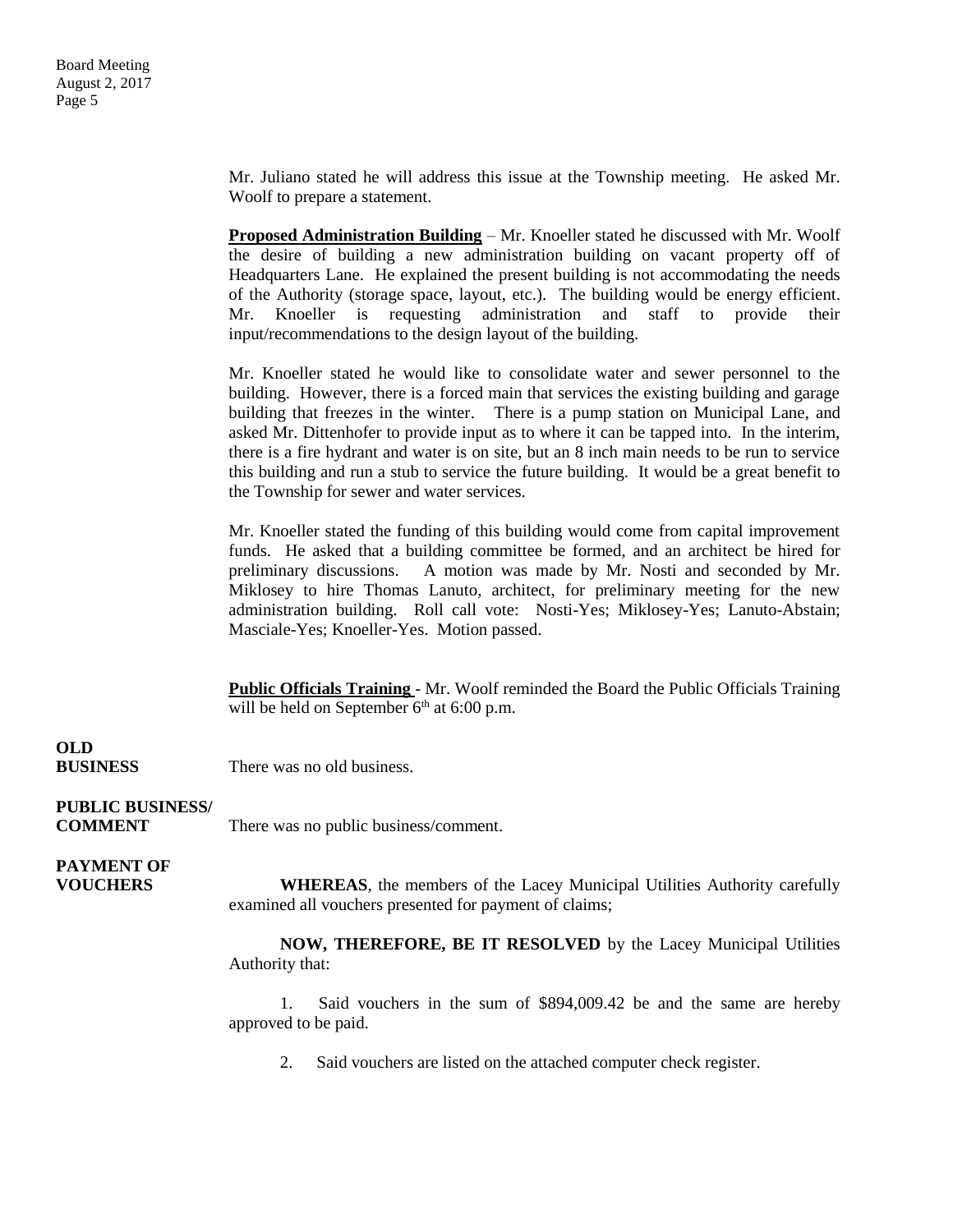Mr. Juliano stated he will address this issue at the Township meeting. He asked Mr. Woolf to prepare a statement.

**Proposed Administration Building** – Mr. Knoeller stated he discussed with Mr. Woolf the desire of building a new administration building on vacant property off of Headquarters Lane. He explained the present building is not accommodating the needs of the Authority (storage space, layout, etc.). The building would be energy efficient. Mr. Knoeller is requesting administration and staff to provide their input/recommendations to the design layout of the building.

Mr. Knoeller stated he would like to consolidate water and sewer personnel to the building. However, there is a forced main that services the existing building and garage building that freezes in the winter. There is a pump station on Municipal Lane, and asked Mr. Dittenhofer to provide input as to where it can be tapped into. In the interim, there is a fire hydrant and water is on site, but an 8 inch main needs to be run to service this building and run a stub to service the future building. It would be a great benefit to the Township for sewer and water services.

Mr. Knoeller stated the funding of this building would come from capital improvement funds. He asked that a building committee be formed, and an architect be hired for preliminary discussions. A motion was made by Mr. Nosti and seconded by Mr. Miklosey to hire Thomas Lanuto, architect, for preliminary meeting for the new administration building. Roll call vote: Nosti-Yes; Miklosey-Yes; Lanuto-Abstain; Masciale-Yes; Knoeller-Yes. Motion passed.

**Public Officials Training** - Mr. Woolf reminded the Board the Public Officials Training will be held on September 6th at 6:00 p.m.

**OLD BUSINESS**

There was no old business.

**PUBLIC BUSINESS/ COMMENT**

There was no public business/comment.

**PAYMENT OF VOUCHERS**

**WHEREAS**, the members of the Lacey Municipal Utilities Authority carefully examined all vouchers presented for payment of claims;

**NOW, THEREFORE, BE IT RESOLVED** by the Lacey Municipal Utilities Authority that:

1. Said vouchers in the sum of $894,009.42 be and the same are hereby approved to be paid.

2. Said vouchers are listed on the attached computer check register.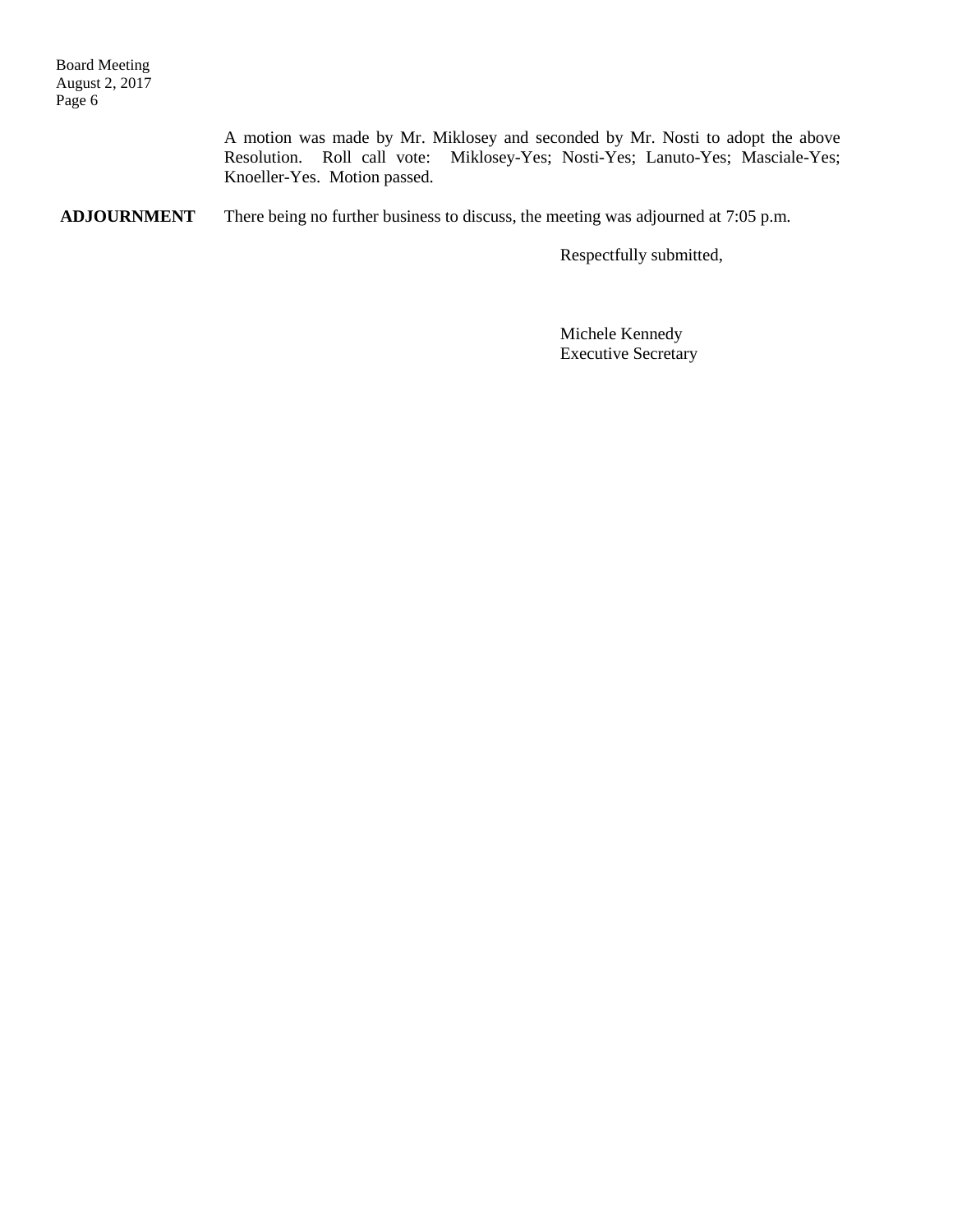A motion was made by Mr. Miklosey and seconded by Mr. Nosti to adopt the above Resolution. Roll call vote: Miklosey-Yes; Nosti-Yes; Lanuto-Yes; Masciale-Yes; Knoeller-Yes. Motion passed.

**ADJOURNMENT** There being no further business to discuss, the meeting was adjourned at 7:05 p.m.

Respectfully submitted,

Michele Kennedy
Executive Secretary